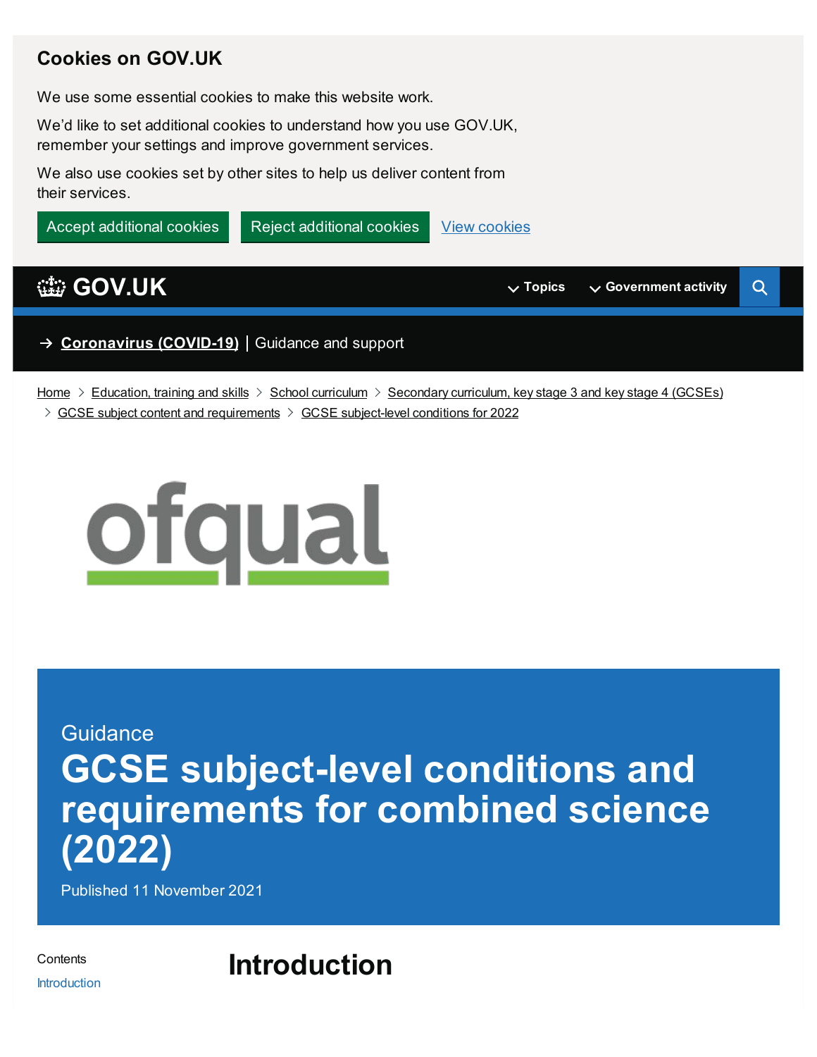## Cookies on GOV.UK

We use some essential cookies to make this website work.

We'd like to set additional cookies to understand how you use GOV.UK, remember your settings and improve government services.

We also use cookies set by other sites to help us deliver content from their services.

Accept additional cookies | Reject additional cookies | View cookies

GOV.UK — Topics — Government activity

→ **Coronavirus (COVID-19)** | Guidance and support

Home > Education, training and skills > School curriculum > Secondary curriculum, key stage 3 and key stage 4 (GCSEs) > GCSE subject content and requirements > GCSE subject-level conditions for 2022

ofqual

Guidance

# GCSE subject-level conditions and requirements for combined science (2022)

Published 11 November 2021

Contents

Introduction

## Introduction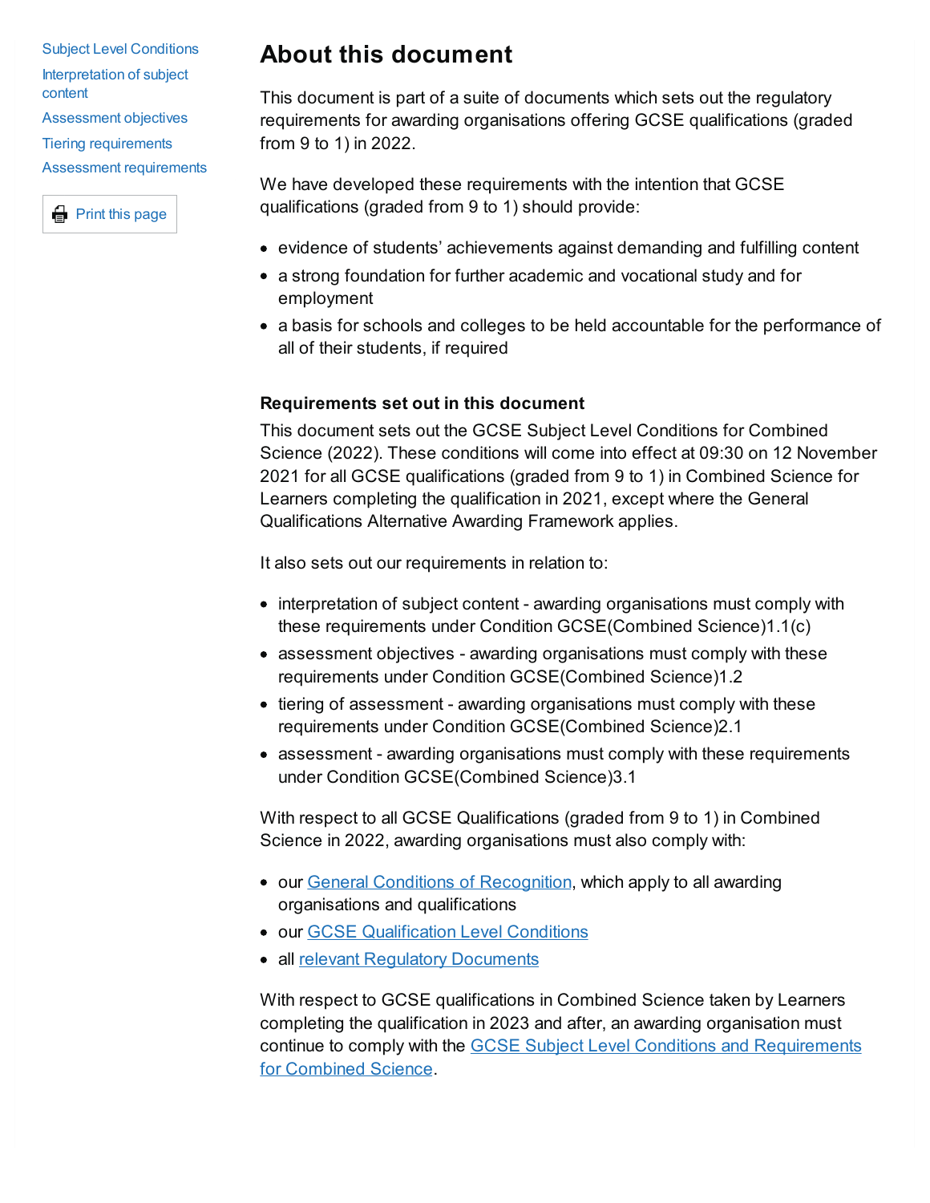# About this document

This document is part of a suite of documents which sets out the regulatory requirements for awarding organisations offering GCSE qualifications (graded from 9 to 1) in 2022.

We have developed these requirements with the intention that GCSE qualifications (graded from 9 to 1) should provide:

- evidence of students' achievements against demanding and fulfilling content
- a strong foundation for further academic and vocational study and for employment
- a basis for schools and colleges to be held accountable for the performance of all of their students, if required

### Requirements set out in this document

This document sets out the GCSE Subject Level Conditions for Combined Science (2022). These conditions will come into effect at 09:30 on 12 November 2021 for all GCSE qualifications (graded from 9 to 1) in Combined Science for Learners completing the qualification in 2021, except where the General Qualifications Alternative Awarding Framework applies.

It also sets out our requirements in relation to:

- interpretation of subject content - awarding organisations must comply with these requirements under Condition GCSE(Combined Science)1.1(c)
- assessment objectives - awarding organisations must comply with these requirements under Condition GCSE(Combined Science)1.2
- tiering of assessment - awarding organisations must comply with these requirements under Condition GCSE(Combined Science)2.1
- assessment - awarding organisations must comply with these requirements under Condition GCSE(Combined Science)3.1

With respect to all GCSE Qualifications (graded from 9 to 1) in Combined Science in 2022, awarding organisations must also comply with:

- our General Conditions of Recognition, which apply to all awarding organisations and qualifications
- our GCSE Qualification Level Conditions
- all relevant Regulatory Documents

With respect to GCSE qualifications in Combined Science taken by Learners completing the qualification in 2023 and after, an awarding organisation must continue to comply with the GCSE Subject Level Conditions and Requirements for Combined Science.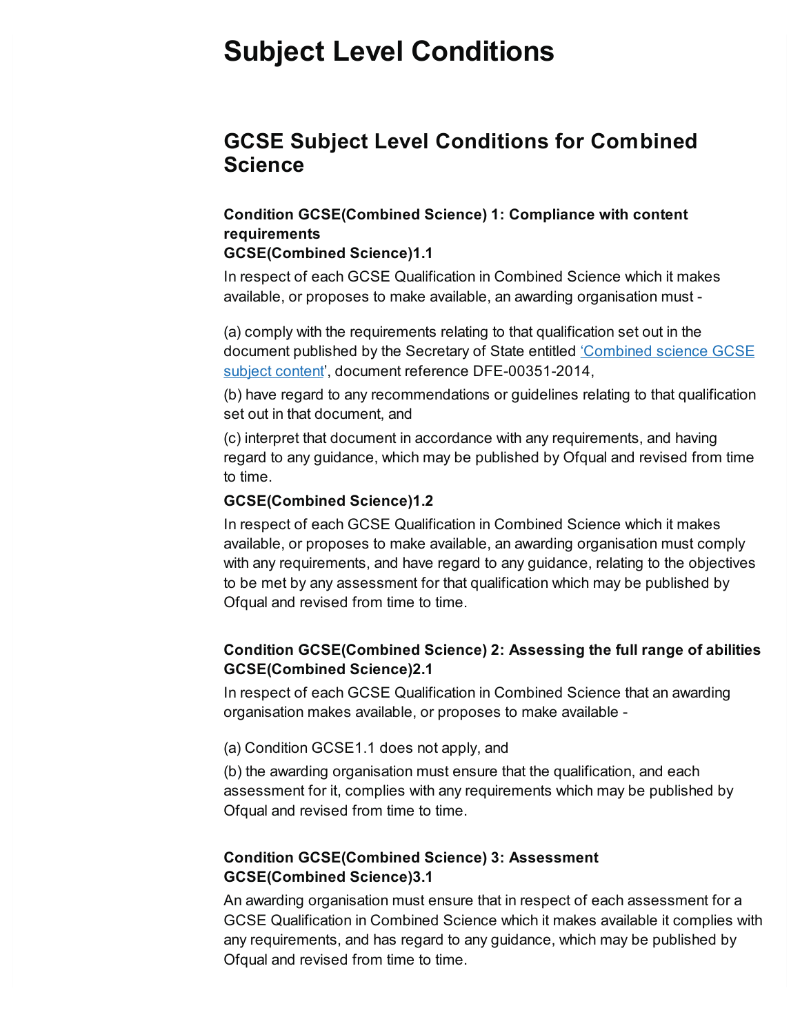# Subject Level Conditions

## GCSE Subject Level Conditions for Combined Science

### Condition GCSE(Combined Science) 1: Compliance with content requirements

**GCSE(Combined Science)1.1**

In respect of each GCSE Qualification in Combined Science which it makes available, or proposes to make available, an awarding organisation must -

(a) comply with the requirements relating to that qualification set out in the document published by the Secretary of State entitled 'Combined science GCSE subject content', document reference DFE-00351-2014,

(b) have regard to any recommendations or guidelines relating to that qualification set out in that document, and

(c) interpret that document in accordance with any requirements, and having regard to any guidance, which may be published by Ofqual and revised from time to time.

**GCSE(Combined Science)1.2**

In respect of each GCSE Qualification in Combined Science which it makes available, or proposes to make available, an awarding organisation must comply with any requirements, and have regard to any guidance, relating to the objectives to be met by any assessment for that qualification which may be published by Ofqual and revised from time to time.

### Condition GCSE(Combined Science) 2: Assessing the full range of abilities

**GCSE(Combined Science)2.1**

In respect of each GCSE Qualification in Combined Science that an awarding organisation makes available, or proposes to make available -

(a) Condition GCSE1.1 does not apply, and

(b) the awarding organisation must ensure that the qualification, and each assessment for it, complies with any requirements which may be published by Ofqual and revised from time to time.

### Condition GCSE(Combined Science) 3: Assessment

**GCSE(Combined Science)3.1**

An awarding organisation must ensure that in respect of each assessment for a GCSE Qualification in Combined Science which it makes available it complies with any requirements, and has regard to any guidance, which may be published by Ofqual and revised from time to time.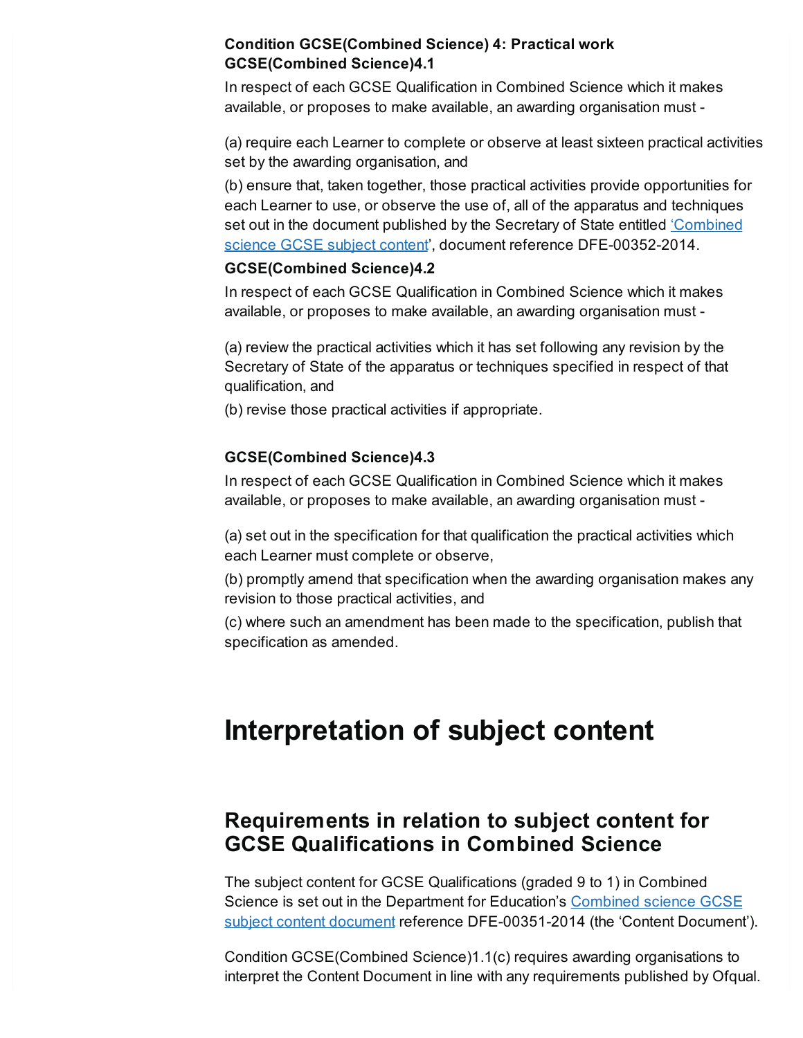**Condition GCSE(Combined Science) 4: Practical work**
**GCSE(Combined Science)4.1**

In respect of each GCSE Qualification in Combined Science which it makes available, or proposes to make available, an awarding organisation must -

(a) require each Learner to complete or observe at least sixteen practical activities set by the awarding organisation, and

(b) ensure that, taken together, those practical activities provide opportunities for each Learner to use, or observe the use of, all of the apparatus and techniques set out in the document published by the Secretary of State entitled 'Combined science GCSE subject content', document reference DFE-00352-2014.

**GCSE(Combined Science)4.2**

In respect of each GCSE Qualification in Combined Science which it makes available, or proposes to make available, an awarding organisation must -

(a) review the practical activities which it has set following any revision by the Secretary of State of the apparatus or techniques specified in respect of that qualification, and

(b) revise those practical activities if appropriate.

**GCSE(Combined Science)4.3**

In respect of each GCSE Qualification in Combined Science which it makes available, or proposes to make available, an awarding organisation must -

(a) set out in the specification for that qualification the practical activities which each Learner must complete or observe,

(b) promptly amend that specification when the awarding organisation makes any revision to those practical activities, and

(c) where such an amendment has been made to the specification, publish that specification as amended.

# Interpretation of subject content

## Requirements in relation to subject content for GCSE Qualifications in Combined Science

The subject content for GCSE Qualifications (graded 9 to 1) in Combined Science is set out in the Department for Education's Combined science GCSE subject content document reference DFE-00351-2014 (the 'Content Document').

Condition GCSE(Combined Science)1.1(c) requires awarding organisations to interpret the Content Document in line with any requirements published by Ofqual.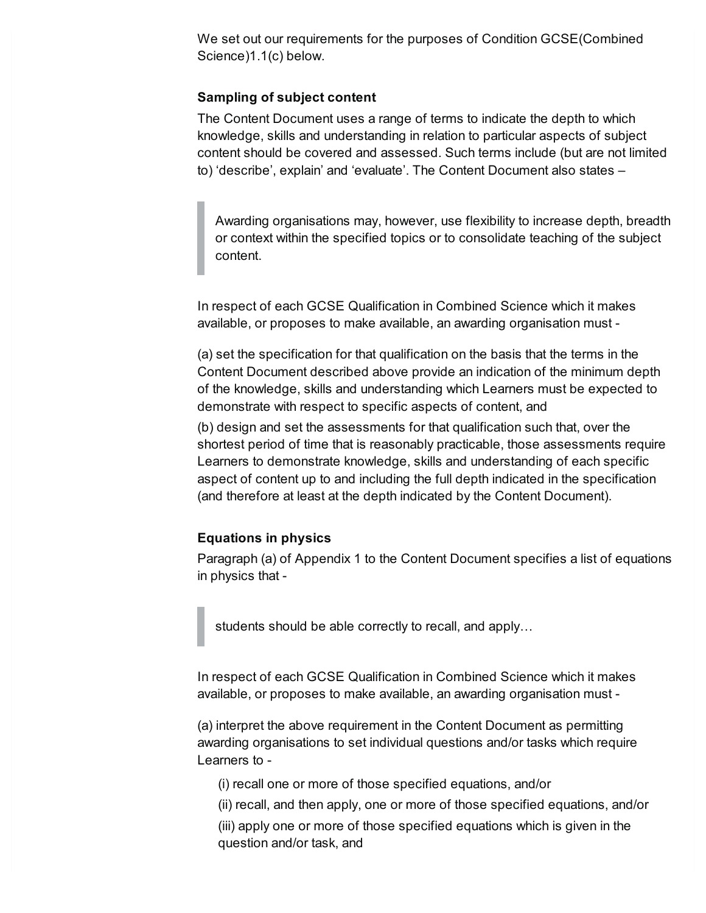We set out our requirements for the purposes of Condition GCSE(Combined Science)1.1(c) below.

### Sampling of subject content

The Content Document uses a range of terms to indicate the depth to which knowledge, skills and understanding in relation to particular aspects of subject content should be covered and assessed. Such terms include (but are not limited to) 'describe', explain' and 'evaluate'. The Content Document also states –

> Awarding organisations may, however, use flexibility to increase depth, breadth or context within the specified topics or to consolidate teaching of the subject content.

In respect of each GCSE Qualification in Combined Science which it makes available, or proposes to make available, an awarding organisation must -

(a) set the specification for that qualification on the basis that the terms in the Content Document described above provide an indication of the minimum depth of the knowledge, skills and understanding which Learners must be expected to demonstrate with respect to specific aspects of content, and

(b) design and set the assessments for that qualification such that, over the shortest period of time that is reasonably practicable, those assessments require Learners to demonstrate knowledge, skills and understanding of each specific aspect of content up to and including the full depth indicated in the specification (and therefore at least at the depth indicated by the Content Document).

### Equations in physics

Paragraph (a) of Appendix 1 to the Content Document specifies a list of equations in physics that -

> students should be able correctly to recall, and apply…

In respect of each GCSE Qualification in Combined Science which it makes available, or proposes to make available, an awarding organisation must -

(a) interpret the above requirement in the Content Document as permitting awarding organisations to set individual questions and/or tasks which require Learners to -

(i) recall one or more of those specified equations, and/or

(ii) recall, and then apply, one or more of those specified equations, and/or

(iii) apply one or more of those specified equations which is given in the question and/or task, and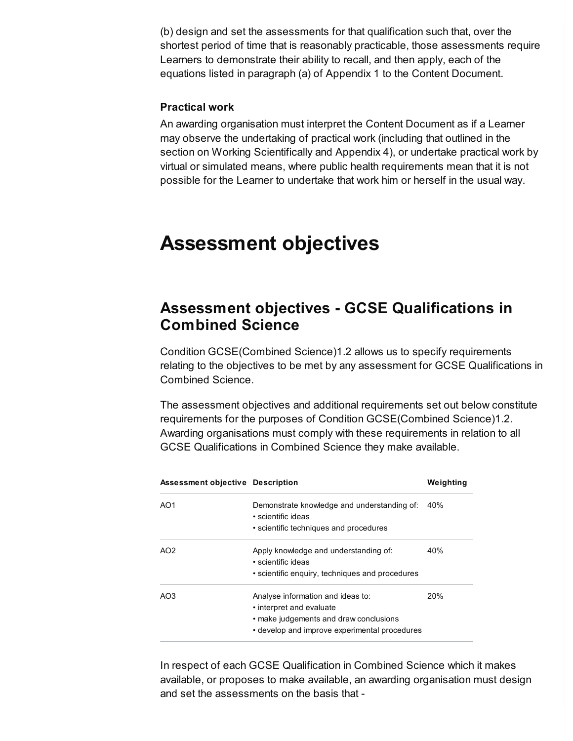(b) design and set the assessments for that qualification such that, over the shortest period of time that is reasonably practicable, those assessments require Learners to demonstrate their ability to recall, and then apply, each of the equations listed in paragraph (a) of Appendix 1 to the Content Document.

**Practical work**

An awarding organisation must interpret the Content Document as if a Learner may observe the undertaking of practical work (including that outlined in the section on Working Scientifically and Appendix 4), or undertake practical work by virtual or simulated means, where public health requirements mean that it is not possible for the Learner to undertake that work him or herself in the usual way.

# Assessment objectives

## Assessment objectives - GCSE Qualifications in Combined Science

Condition GCSE(Combined Science)1.2 allows us to specify requirements relating to the objectives to be met by any assessment for GCSE Qualifications in Combined Science.

The assessment objectives and additional requirements set out below constitute requirements for the purposes of Condition GCSE(Combined Science)1.2. Awarding organisations must comply with these requirements in relation to all GCSE Qualifications in Combined Science they make available.

| Assessment objective | Description | Weighting |
|---|---|---|
| AO1 | Demonstrate knowledge and understanding of:<br>• scientific ideas<br>• scientific techniques and procedures | 40% |
| AO2 | Apply knowledge and understanding of:<br>• scientific ideas<br>• scientific enquiry, techniques and procedures | 40% |
| AO3 | Analyse information and ideas to:<br>• interpret and evaluate<br>• make judgements and draw conclusions<br>• develop and improve experimental procedures | 20% |

In respect of each GCSE Qualification in Combined Science which it makes available, or proposes to make available, an awarding organisation must design and set the assessments on the basis that -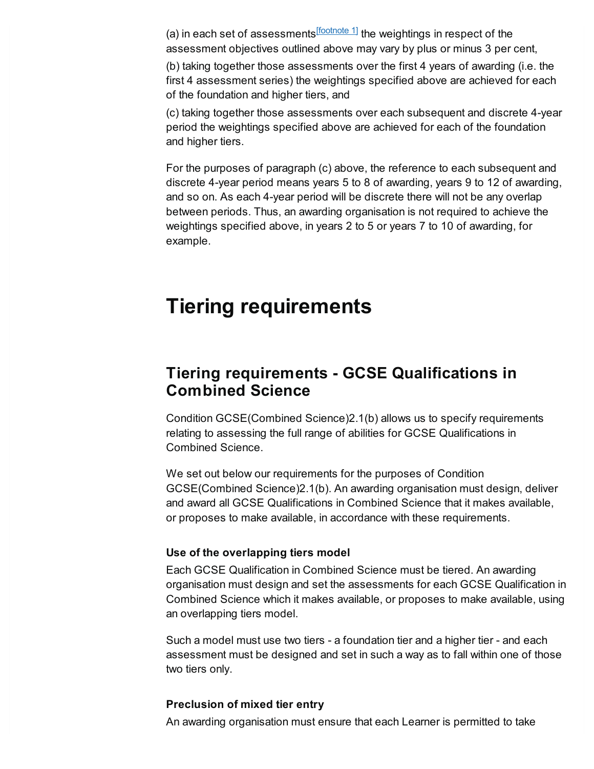(a) in each set of assessments[footnote 1] the weightings in respect of the assessment objectives outlined above may vary by plus or minus 3 per cent,

(b) taking together those assessments over the first 4 years of awarding (i.e. the first 4 assessment series) the weightings specified above are achieved for each of the foundation and higher tiers, and

(c) taking together those assessments over each subsequent and discrete 4-year period the weightings specified above are achieved for each of the foundation and higher tiers.

For the purposes of paragraph (c) above, the reference to each subsequent and discrete 4-year period means years 5 to 8 of awarding, years 9 to 12 of awarding, and so on. As each 4-year period will be discrete there will not be any overlap between periods. Thus, an awarding organisation is not required to achieve the weightings specified above, in years 2 to 5 or years 7 to 10 of awarding, for example.

# Tiering requirements

## Tiering requirements - GCSE Qualifications in Combined Science

Condition GCSE(Combined Science)2.1(b) allows us to specify requirements relating to assessing the full range of abilities for GCSE Qualifications in Combined Science.

We set out below our requirements for the purposes of Condition GCSE(Combined Science)2.1(b). An awarding organisation must design, deliver and award all GCSE Qualifications in Combined Science that it makes available, or proposes to make available, in accordance with these requirements.

### Use of the overlapping tiers model

Each GCSE Qualification in Combined Science must be tiered. An awarding organisation must design and set the assessments for each GCSE Qualification in Combined Science which it makes available, or proposes to make available, using an overlapping tiers model.

Such a model must use two tiers - a foundation tier and a higher tier - and each assessment must be designed and set in such a way as to fall within one of those two tiers only.

### Preclusion of mixed tier entry

An awarding organisation must ensure that each Learner is permitted to take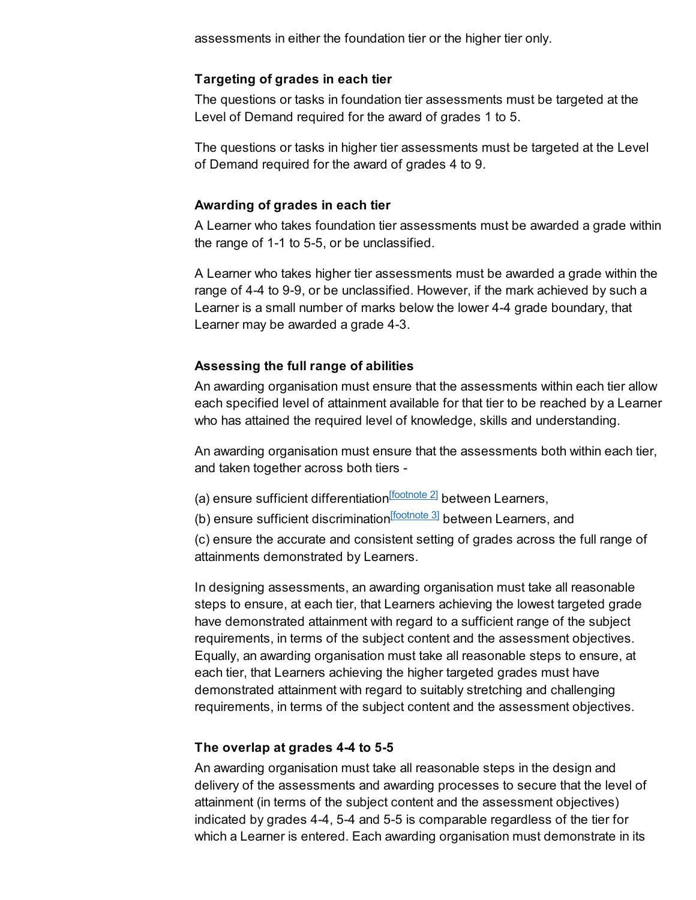assessments in either the foundation tier or the higher tier only.

**Targeting of grades in each tier**

The questions or tasks in foundation tier assessments must be targeted at the Level of Demand required for the award of grades 1 to 5.

The questions or tasks in higher tier assessments must be targeted at the Level of Demand required for the award of grades 4 to 9.

**Awarding of grades in each tier**

A Learner who takes foundation tier assessments must be awarded a grade within the range of 1-1 to 5-5, or be unclassified.

A Learner who takes higher tier assessments must be awarded a grade within the range of 4-4 to 9-9, or be unclassified. However, if the mark achieved by such a Learner is a small number of marks below the lower 4-4 grade boundary, that Learner may be awarded a grade 4-3.

**Assessing the full range of abilities**

An awarding organisation must ensure that the assessments within each tier allow each specified level of attainment available for that tier to be reached by a Learner who has attained the required level of knowledge, skills and understanding.

An awarding organisation must ensure that the assessments both within each tier, and taken together across both tiers -

(a) ensure sufficient differentiation[footnote 2] between Learners,

(b) ensure sufficient discrimination[footnote 3] between Learners, and

(c) ensure the accurate and consistent setting of grades across the full range of attainments demonstrated by Learners.

In designing assessments, an awarding organisation must take all reasonable steps to ensure, at each tier, that Learners achieving the lowest targeted grade have demonstrated attainment with regard to a sufficient range of the subject requirements, in terms of the subject content and the assessment objectives. Equally, an awarding organisation must take all reasonable steps to ensure, at each tier, that Learners achieving the higher targeted grades must have demonstrated attainment with regard to suitably stretching and challenging requirements, in terms of the subject content and the assessment objectives.

**The overlap at grades 4-4 to 5-5**

An awarding organisation must take all reasonable steps in the design and delivery of the assessments and awarding processes to secure that the level of attainment (in terms of the subject content and the assessment objectives) indicated by grades 4-4, 5-4 and 5-5 is comparable regardless of the tier for which a Learner is entered. Each awarding organisation must demonstrate in its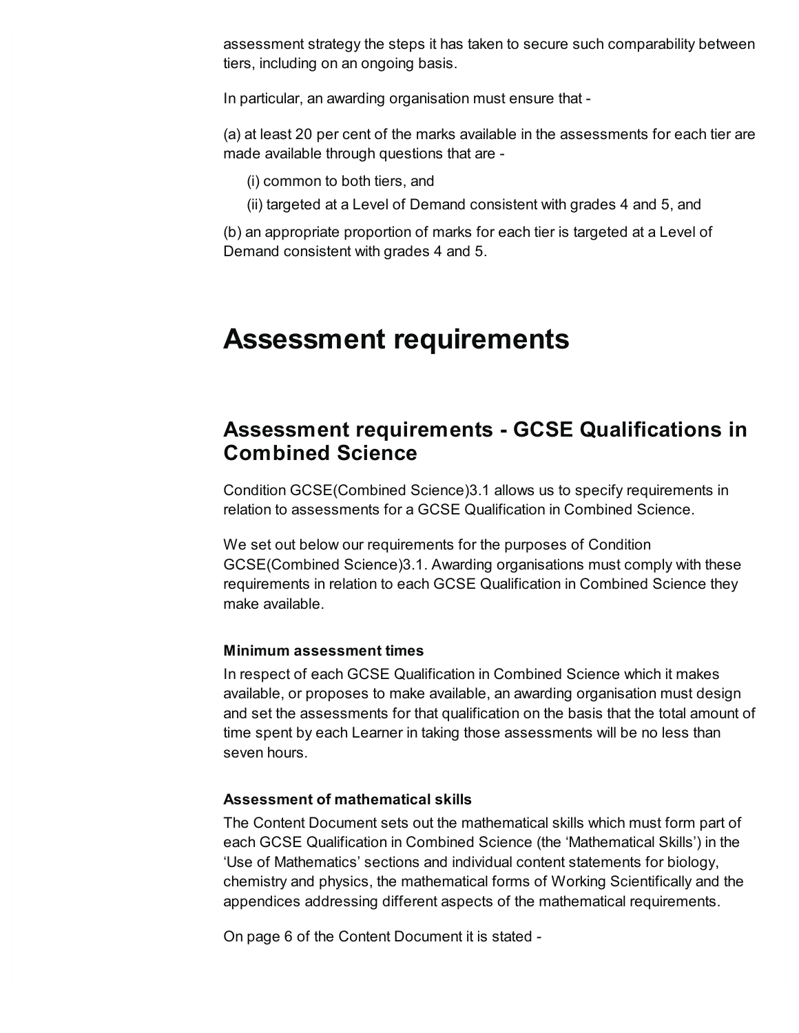assessment strategy the steps it has taken to secure such comparability between tiers, including on an ongoing basis.

In particular, an awarding organisation must ensure that -

(a) at least 20 per cent of the marks available in the assessments for each tier are made available through questions that are -

(i) common to both tiers, and

(ii) targeted at a Level of Demand consistent with grades 4 and 5, and

(b) an appropriate proportion of marks for each tier is targeted at a Level of Demand consistent with grades 4 and 5.

# Assessment requirements

## Assessment requirements - GCSE Qualifications in Combined Science

Condition GCSE(Combined Science)3.1 allows us to specify requirements in relation to assessments for a GCSE Qualification in Combined Science.

We set out below our requirements for the purposes of Condition GCSE(Combined Science)3.1. Awarding organisations must comply with these requirements in relation to each GCSE Qualification in Combined Science they make available.

**Minimum assessment times**

In respect of each GCSE Qualification in Combined Science which it makes available, or proposes to make available, an awarding organisation must design and set the assessments for that qualification on the basis that the total amount of time spent by each Learner in taking those assessments will be no less than seven hours.

**Assessment of mathematical skills**

The Content Document sets out the mathematical skills which must form part of each GCSE Qualification in Combined Science (the 'Mathematical Skills') in the 'Use of Mathematics' sections and individual content statements for biology, chemistry and physics, the mathematical forms of Working Scientifically and the appendices addressing different aspects of the mathematical requirements.

On page 6 of the Content Document it is stated -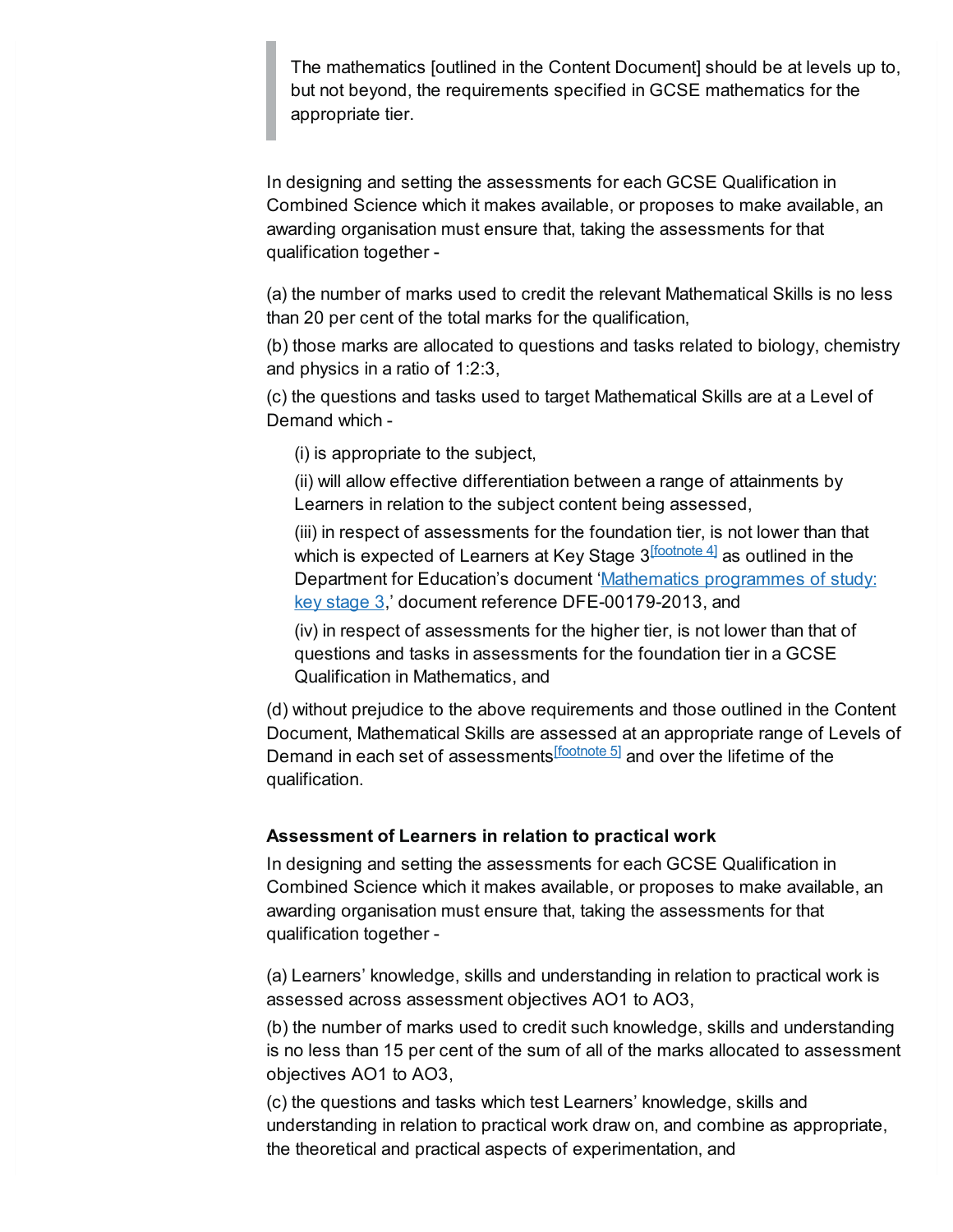> The mathematics [outlined in the Content Document] should be at levels up to, but not beyond, the requirements specified in GCSE mathematics for the appropriate tier.

In designing and setting the assessments for each GCSE Qualification in Combined Science which it makes available, or proposes to make available, an awarding organisation must ensure that, taking the assessments for that qualification together -

(a) the number of marks used to credit the relevant Mathematical Skills is no less than 20 per cent of the total marks for the qualification,

(b) those marks are allocated to questions and tasks related to biology, chemistry and physics in a ratio of 1:2:3,

(c) the questions and tasks used to target Mathematical Skills are at a Level of Demand which -

(i) is appropriate to the subject,

(ii) will allow effective differentiation between a range of attainments by Learners in relation to the subject content being assessed,

(iii) in respect of assessments for the foundation tier, is not lower than that which is expected of Learners at Key Stage 3[footnote 4] as outlined in the Department for Education's document '[Mathematics programmes of study: key stage 3](),' document reference DFE-00179-2013, and

(iv) in respect of assessments for the higher tier, is not lower than that of questions and tasks in assessments for the foundation tier in a GCSE Qualification in Mathematics, and

(d) without prejudice to the above requirements and those outlined in the Content Document, Mathematical Skills are assessed at an appropriate range of Levels of Demand in each set of assessments[footnote 5] and over the lifetime of the qualification.

**Assessment of Learners in relation to practical work**

In designing and setting the assessments for each GCSE Qualification in Combined Science which it makes available, or proposes to make available, an awarding organisation must ensure that, taking the assessments for that qualification together -

(a) Learners' knowledge, skills and understanding in relation to practical work is assessed across assessment objectives AO1 to AO3,

(b) the number of marks used to credit such knowledge, skills and understanding is no less than 15 per cent of the sum of all of the marks allocated to assessment objectives AO1 to AO3,

(c) the questions and tasks which test Learners' knowledge, skills and understanding in relation to practical work draw on, and combine as appropriate, the theoretical and practical aspects of experimentation, and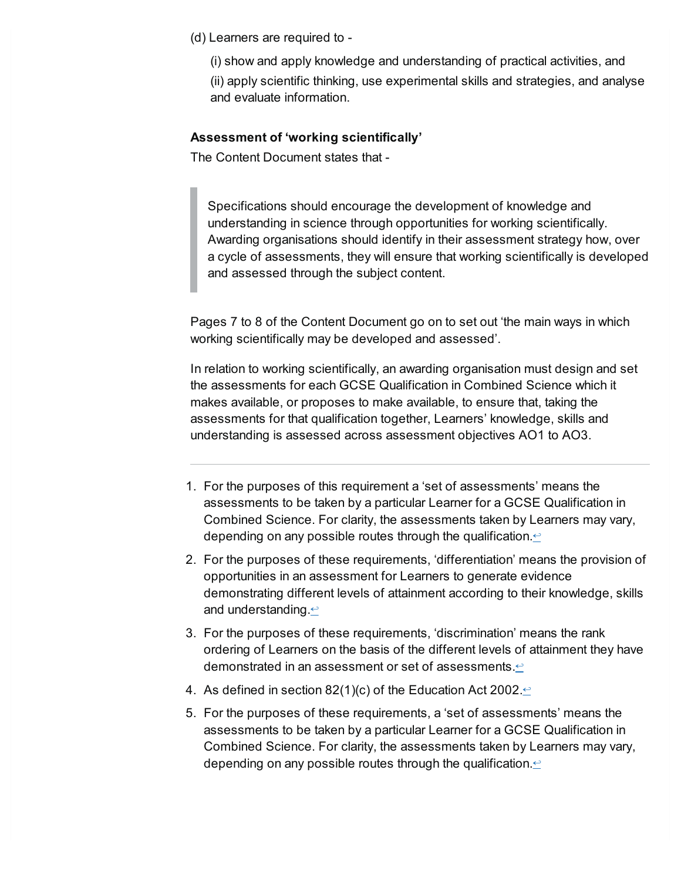(d) Learners are required to -

(i) show and apply knowledge and understanding of practical activities, and

(ii) apply scientific thinking, use experimental skills and strategies, and analyse and evaluate information.

**Assessment of 'working scientifically'**

The Content Document states that -

> Specifications should encourage the development of knowledge and understanding in science through opportunities for working scientifically. Awarding organisations should identify in their assessment strategy how, over a cycle of assessments, they will ensure that working scientifically is developed and assessed through the subject content.

Pages 7 to 8 of the Content Document go on to set out 'the main ways in which working scientifically may be developed and assessed'.

In relation to working scientifically, an awarding organisation must design and set the assessments for each GCSE Qualification in Combined Science which it makes available, or proposes to make available, to ensure that, taking the assessments for that qualification together, Learners' knowledge, skills and understanding is assessed across assessment objectives AO1 to AO3.

---

1. For the purposes of this requirement a 'set of assessments' means the assessments to be taken by a particular Learner for a GCSE Qualification in Combined Science. For clarity, the assessments taken by Learners may vary, depending on any possible routes through the qualification.↩
2. For the purposes of these requirements, 'differentiation' means the provision of opportunities in an assessment for Learners to generate evidence demonstrating different levels of attainment according to their knowledge, skills and understanding.↩
3. For the purposes of these requirements, 'discrimination' means the rank ordering of Learners on the basis of the different levels of attainment they have demonstrated in an assessment or set of assessments.↩
4. As defined in section 82(1)(c) of the Education Act 2002.↩
5. For the purposes of these requirements, a 'set of assessments' means the assessments to be taken by a particular Learner for a GCSE Qualification in Combined Science. For clarity, the assessments taken by Learners may vary, depending on any possible routes through the qualification.↩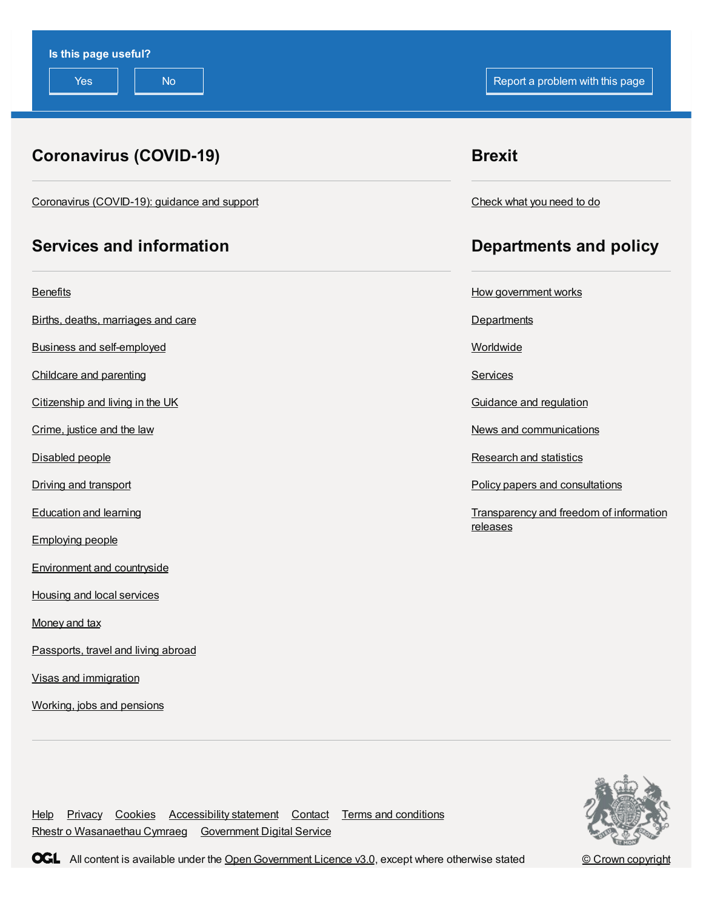Is this page useful?

Yes No

Report a problem with this page

## Coronavirus (COVID-19)

Coronavirus (COVID-19): guidance and support

## Brexit

Check what you need to do

## Services and information

Benefits

Births, deaths, marriages and care

Business and self-employed

Childcare and parenting

Citizenship and living in the UK

Crime, justice and the law

Disabled people

Driving and transport

Education and learning

Employing people

Environment and countryside

Housing and local services

Money and tax

Passports, travel and living abroad

Visas and immigration

Working, jobs and pensions

## Departments and policy

How government works

Departments

Worldwide

Services

Guidance and regulation

News and communications

Research and statistics

Policy papers and consultations

Transparency and freedom of information releases

Help Privacy Cookies Accessibility statement Contact Terms and conditions
Rhestr o Wasanaethau Cymraeg Government Digital Service

All content is available under the Open Government Licence v3.0, except where otherwise stated

© Crown copyright